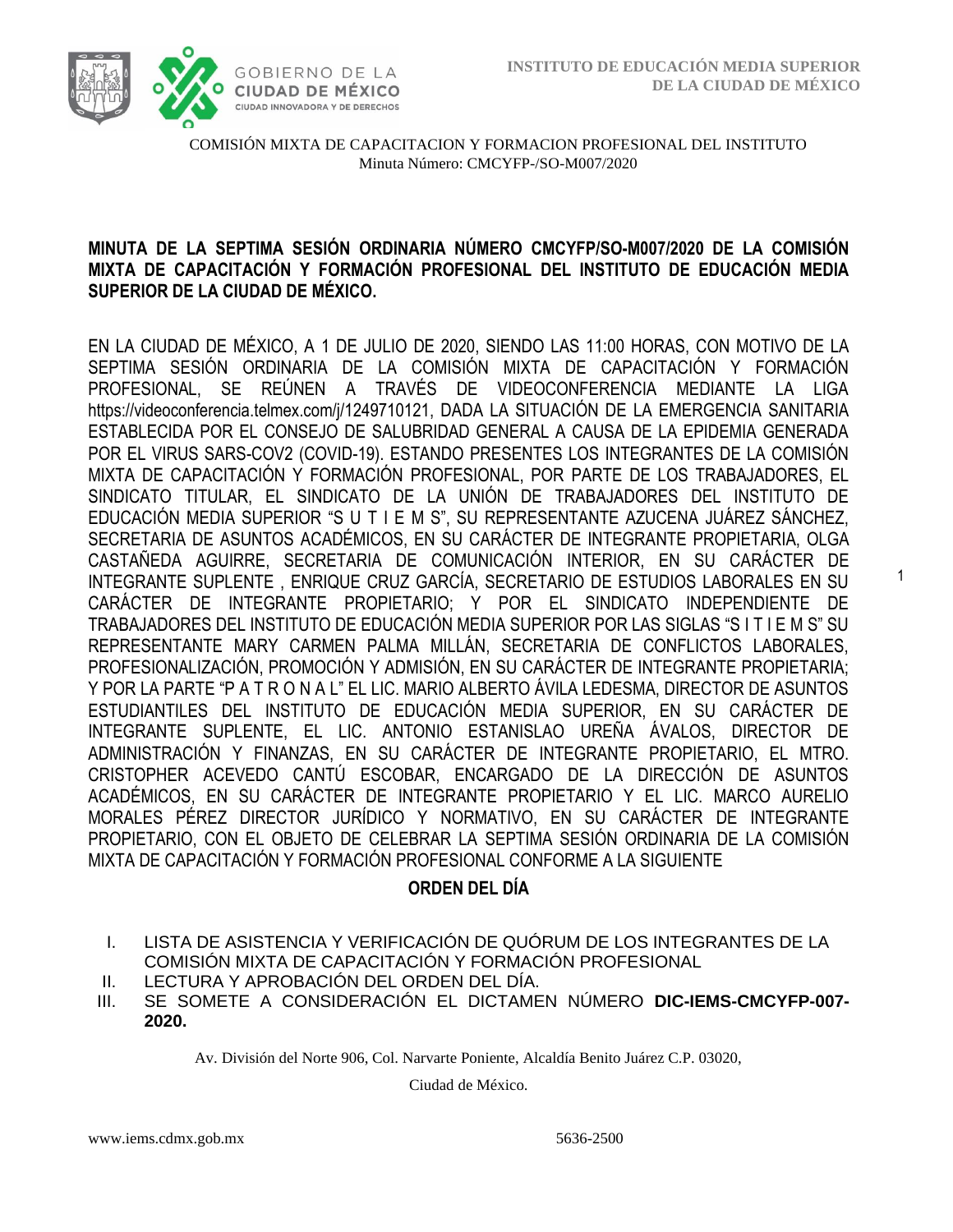COMISIÓN MIXTA DE CAPACITACION Y FORMACION PROFESIONAL DEL INSTITUTO
Minuta Número: CMCYFP-/SO-M007/2020

**MINUTA DE LA SEPTIMA SESIÓN ORDINARIA NÚMERO CMCYFP/SO-M007/2020 DE LA COMISIÓN MIXTA DE CAPACITACIÓN Y FORMACIÓN PROFESIONAL DEL INSTITUTO DE EDUCACIÓN MEDIA SUPERIOR DE LA CIUDAD DE MÉXICO.**

EN LA CIUDAD DE MÉXICO, A 1 DE JULIO DE 2020, SIENDO LAS 11:00 HORAS, CON MOTIVO DE LA SEPTIMA SESIÓN ORDINARIA DE LA COMISIÓN MIXTA DE CAPACITACIÓN Y FORMACIÓN PROFESIONAL, SE REÚNEN A TRAVÉS DE VIDEOCONFERENCIA MEDIANTE LA LIGA https://videoconferencia.telmex.com/j/1249710121, DADA LA SITUACIÓN DE LA EMERGENCIA SANITARIA ESTABLECIDA POR EL CONSEJO DE SALUBRIDAD GENERAL A CAUSA DE LA EPIDEMIA GENERADA POR EL VIRUS SARS-COV2 (COVID-19). ESTANDO PRESENTES LOS INTEGRANTES DE LA COMISIÓN MIXTA DE CAPACITACIÓN Y FORMACIÓN PROFESIONAL, POR PARTE DE LOS TRABAJADORES, EL SINDICATO TITULAR, EL SINDICATO DE LA UNIÓN DE TRABAJADORES DEL INSTITUTO DE EDUCACIÓN MEDIA SUPERIOR "S U T I E M S", SU REPRESENTANTE AZUCENA JUÁREZ SÁNCHEZ, SECRETARIA DE ASUNTOS ACADÉMICOS, EN SU CARÁCTER DE INTEGRANTE PROPIETARIA, OLGA CASTAÑEDA AGUIRRE, SECRETARIA DE COMUNICACIÓN INTERIOR, EN SU CARÁCTER DE INTEGRANTE SUPLENTE , ENRIQUE CRUZ GARCÍA, SECRETARIO DE ESTUDIOS LABORALES EN SU CARÁCTER DE INTEGRANTE PROPIETARIO; Y POR EL SINDICATO INDEPENDIENTE DE TRABAJADORES DEL INSTITUTO DE EDUCACIÓN MEDIA SUPERIOR POR LAS SIGLAS "S I T I E M S" SU REPRESENTANTE MARY CARMEN PALMA MILLÁN, SECRETARIA DE CONFLICTOS LABORALES, PROFESIONALIZACIÓN, PROMOCIÓN Y ADMISIÓN, EN SU CARÁCTER DE INTEGRANTE PROPIETARIA; Y POR LA PARTE "P A T R O N A L" EL LIC. MARIO ALBERTO ÁVILA LEDESMA, DIRECTOR DE ASUNTOS ESTUDIANTILES DEL INSTITUTO DE EDUCACIÓN MEDIA SUPERIOR, EN SU CARÁCTER DE INTEGRANTE SUPLENTE, EL LIC. ANTONIO ESTANISLAO UREÑA ÁVALOS, DIRECTOR DE ADMINISTRACIÓN Y FINANZAS, EN SU CARÁCTER DE INTEGRANTE PROPIETARIO, EL MTRO. CRISTOPHER ACEVEDO CANTÚ ESCOBAR, ENCARGADO DE LA DIRECCIÓN DE ASUNTOS ACADÉMICOS, EN SU CARÁCTER DE INTEGRANTE PROPIETARIO Y EL LIC. MARCO AURELIO MORALES PÉREZ DIRECTOR JURÍDICO Y NORMATIVO, EN SU CARÁCTER DE INTEGRANTE PROPIETARIO, CON EL OBJETO DE CELEBRAR LA SEPTIMA SESIÓN ORDINARIA DE LA COMISIÓN MIXTA DE CAPACITACIÓN Y FORMACIÓN PROFESIONAL CONFORME A LA SIGUIENTE

## ORDEN DEL DÍA

I. LISTA DE ASISTENCIA Y VERIFICACIÓN DE QUÓRUM DE LOS INTEGRANTES DE LA COMISIÓN MIXTA DE CAPACITACIÓN Y FORMACIÓN PROFESIONAL
II. LECTURA Y APROBACIÓN DEL ORDEN DEL DÍA.
III. SE SOMETE A CONSIDERACIÓN EL DICTAMEN NÚMERO **DIC-IEMS-CMCYFP-007-2020.**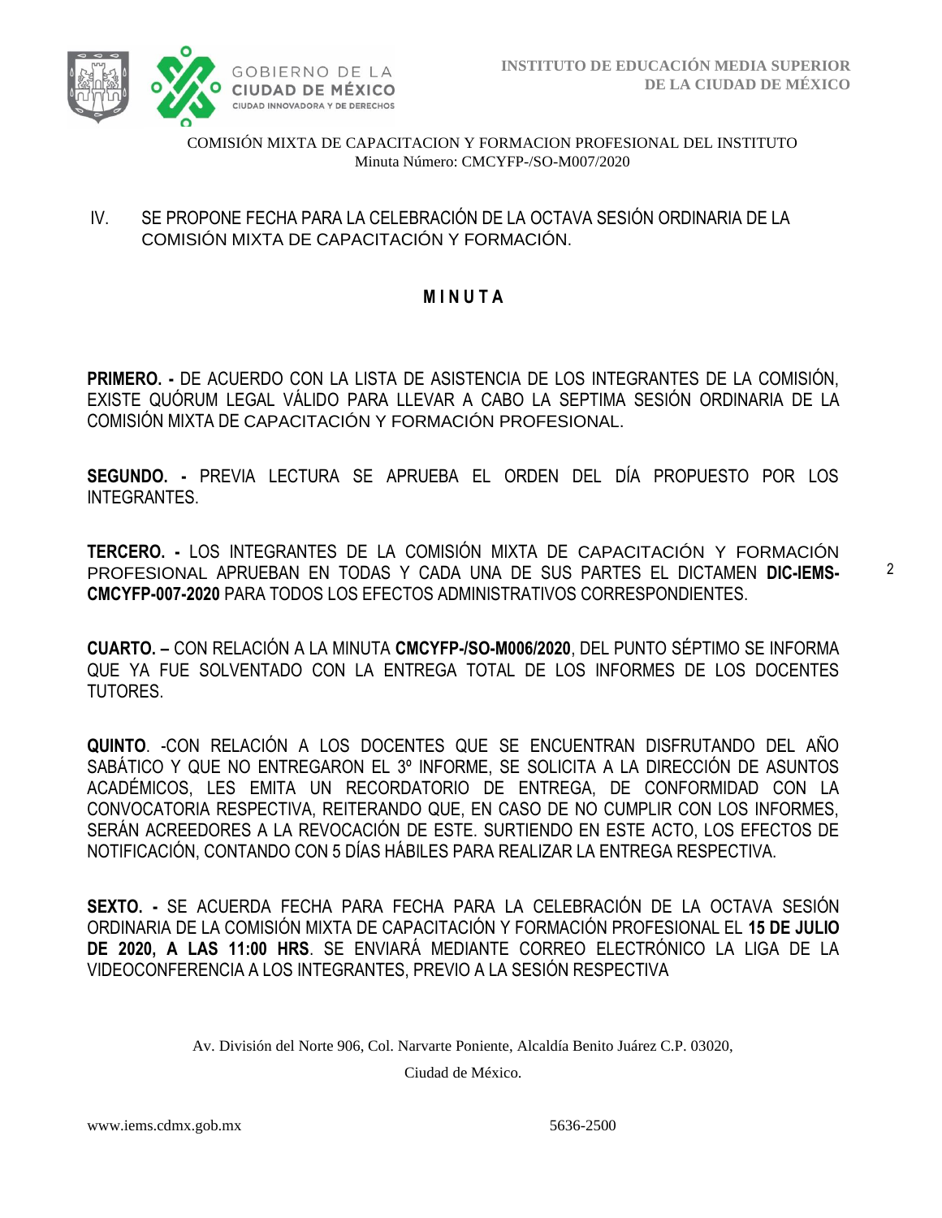IV. SE PROPONE FECHA PARA LA CELEBRACIÓN DE LA OCTAVA SESIÓN ORDINARIA DE LA COMISIÓN MIXTA DE CAPACITACIÓN Y FORMACIÓN.

## M I N U T A

**PRIMERO. -** DE ACUERDO CON LA LISTA DE ASISTENCIA DE LOS INTEGRANTES DE LA COMISIÓN, EXISTE QUÓRUM LEGAL VÁLIDO PARA LLEVAR A CABO LA SEPTIMA SESIÓN ORDINARIA DE LA COMISIÓN MIXTA DE CAPACITACIÓN Y FORMACIÓN PROFESIONAL.

**SEGUNDO. -** PREVIA LECTURA SE APRUEBA EL ORDEN DEL DÍA PROPUESTO POR LOS INTEGRANTES.

**TERCERO. -** LOS INTEGRANTES DE LA COMISIÓN MIXTA DE CAPACITACIÓN Y FORMACIÓN PROFESIONAL APRUEBAN EN TODAS Y CADA UNA DE SUS PARTES EL DICTAMEN **DIC-IEMS-CMCYFP-007-2020** PARA TODOS LOS EFECTOS ADMINISTRATIVOS CORRESPONDIENTES.

**CUARTO. –** CON RELACIÓN A LA MINUTA **CMCYFP-/SO-M006/2020**, DEL PUNTO SÉPTIMO SE INFORMA QUE YA FUE SOLVENTADO CON LA ENTREGA TOTAL DE LOS INFORMES DE LOS DOCENTES TUTORES.

**QUINTO**. -CON RELACIÓN A LOS DOCENTES QUE SE ENCUENTRAN DISFRUTANDO DEL AÑO SABÁTICO Y QUE NO ENTREGARON EL 3º INFORME, SE SOLICITA A LA DIRECCIÓN DE ASUNTOS ACADÉMICOS, LES EMITA UN RECORDATORIO DE ENTREGA, DE CONFORMIDAD CON LA CONVOCATORIA RESPECTIVA, REITERANDO QUE, EN CASO DE NO CUMPLIR CON LOS INFORMES, SERÁN ACREEDORES A LA REVOCACIÓN DE ESTE. SURTIENDO EN ESTE ACTO, LOS EFECTOS DE NOTIFICACIÓN, CONTANDO CON 5 DÍAS HÁBILES PARA REALIZAR LA ENTREGA RESPECTIVA.

**SEXTO. -** SE ACUERDA FECHA PARA FECHA PARA LA CELEBRACIÓN DE LA OCTAVA SESIÓN ORDINARIA DE LA COMISIÓN MIXTA DE CAPACITACIÓN Y FORMACIÓN PROFESIONAL EL **15 DE JULIO DE 2020, A LAS 11:00 HRS**. SE ENVIARÁ MEDIANTE CORREO ELECTRÓNICO LA LIGA DE LA VIDEOCONFERENCIA A LOS INTEGRANTES, PREVIO A LA SESIÓN RESPECTIVA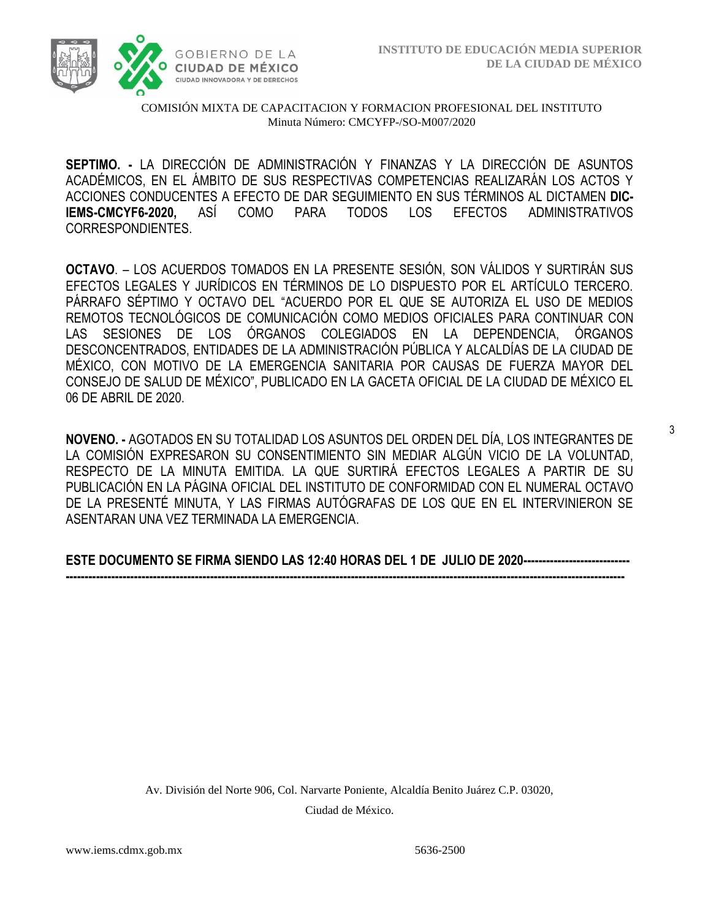**SEPTIMO. -** LA DIRECCIÓN DE ADMINISTRACIÓN Y FINANZAS Y LA DIRECCIÓN DE ASUNTOS ACADÉMICOS, EN EL ÁMBITO DE SUS RESPECTIVAS COMPETENCIAS REALIZARÁN LOS ACTOS Y ACCIONES CONDUCENTES A EFECTO DE DAR SEGUIMIENTO EN SUS TÉRMINOS AL DICTAMEN **DIC-IEMS-CMCYF6-2020,** ASÍ COMO PARA TODOS LOS EFECTOS ADMINISTRATIVOS CORRESPONDIENTES.

**OCTAVO**. – LOS ACUERDOS TOMADOS EN LA PRESENTE SESIÓN, SON VÁLIDOS Y SURTIRÁN SUS EFECTOS LEGALES Y JURÍDICOS EN TÉRMINOS DE LO DISPUESTO POR EL ARTÍCULO TERCERO. PÁRRAFO SÉPTIMO Y OCTAVO DEL "ACUERDO POR EL QUE SE AUTORIZA EL USO DE MEDIOS REMOTOS TECNOLÓGICOS DE COMUNICACIÓN COMO MEDIOS OFICIALES PARA CONTINUAR CON LAS SESIONES DE LOS ÓRGANOS COLEGIADOS EN LA DEPENDENCIA, ÓRGANOS DESCONCENTRADOS, ENTIDADES DE LA ADMINISTRACIÓN PÚBLICA Y ALCALDÍAS DE LA CIUDAD DE MÉXICO, CON MOTIVO DE LA EMERGENCIA SANITARIA POR CAUSAS DE FUERZA MAYOR DEL CONSEJO DE SALUD DE MÉXICO", PUBLICADO EN LA GACETA OFICIAL DE LA CIUDAD DE MÉXICO EL 06 DE ABRIL DE 2020.

**NOVENO. -** AGOTADOS EN SU TOTALIDAD LOS ASUNTOS DEL ORDEN DEL DÍA, LOS INTEGRANTES DE LA COMISIÓN EXPRESARON SU CONSENTIMIENTO SIN MEDIAR ALGÚN VICIO DE LA VOLUNTAD, RESPECTO DE LA MINUTA EMITIDA. LA QUE SURTIRÁ EFECTOS LEGALES A PARTIR DE SU PUBLICACIÓN EN LA PÁGINA OFICIAL DEL INSTITUTO DE CONFORMIDAD CON EL NUMERAL OCTAVO DE LA PRESENTÉ MINUTA, Y LAS FIRMAS AUTÓGRAFAS DE LOS QUE EN EL INTERVINIERON SE ASENTARAN UNA VEZ TERMINADA LA EMERGENCIA.

**ESTE DOCUMENTO SE FIRMA SIENDO LAS 12:40 HORAS DEL 1 DE JULIO DE 2020-----------------------------------------------------------------------------------------------------------------------------------------------------------------------**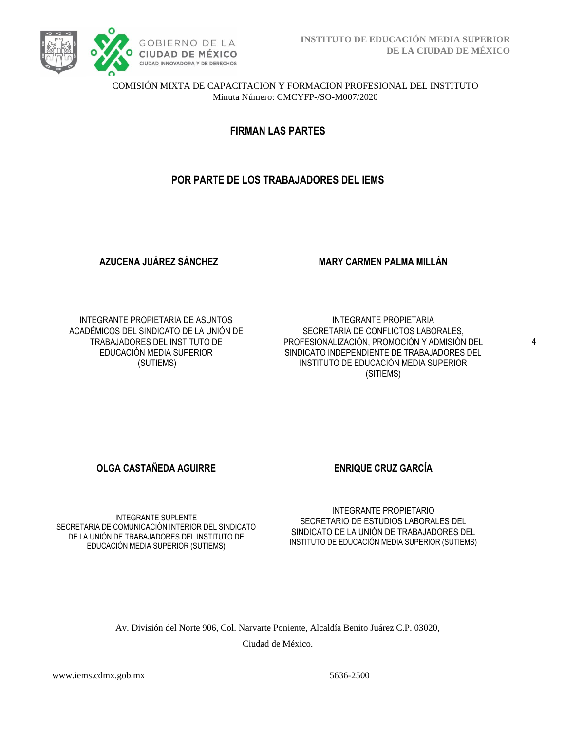COMISIÓN MIXTA DE CAPACITACION Y FORMACION PROFESIONAL DEL INSTITUTO
Minuta Número: CMCYFP-/SO-M007/2020

## FIRMAN LAS PARTES

## POR PARTE DE LOS TRABAJADORES DEL IEMS

**AZUCENA JUÁREZ SÁNCHEZ**

INTEGRANTE PROPIETARIA DE ASUNTOS ACADÉMICOS DEL SINDICATO DE LA UNIÓN DE TRABAJADORES DEL INSTITUTO DE EDUCACIÓN MEDIA SUPERIOR (SUTIEMS)

**MARY CARMEN PALMA MILLÁN**

INTEGRANTE PROPIETARIA
SECRETARIA DE CONFLICTOS LABORALES, PROFESIONALIZACIÓN, PROMOCIÓN Y ADMISIÓN DEL SINDICATO INDEPENDIENTE DE TRABAJADORES DEL INSTITUTO DE EDUCACIÓN MEDIA SUPERIOR (SITIEMS)

**OLGA CASTAÑEDA AGUIRRE**

INTEGRANTE SUPLENTE
SECRETARIA DE COMUNICACIÓN INTERIOR DEL SINDICATO DE LA UNIÓN DE TRABAJADORES DEL INSTITUTO DE EDUCACIÓN MEDIA SUPERIOR (SUTIEMS)

**ENRIQUE CRUZ GARCÍA**

INTEGRANTE PROPIETARIO
SECRETARIO DE ESTUDIOS LABORALES DEL SINDICATO DE LA UNIÓN DE TRABAJADORES DEL INSTITUTO DE EDUCACIÓN MEDIA SUPERIOR (SUTIEMS)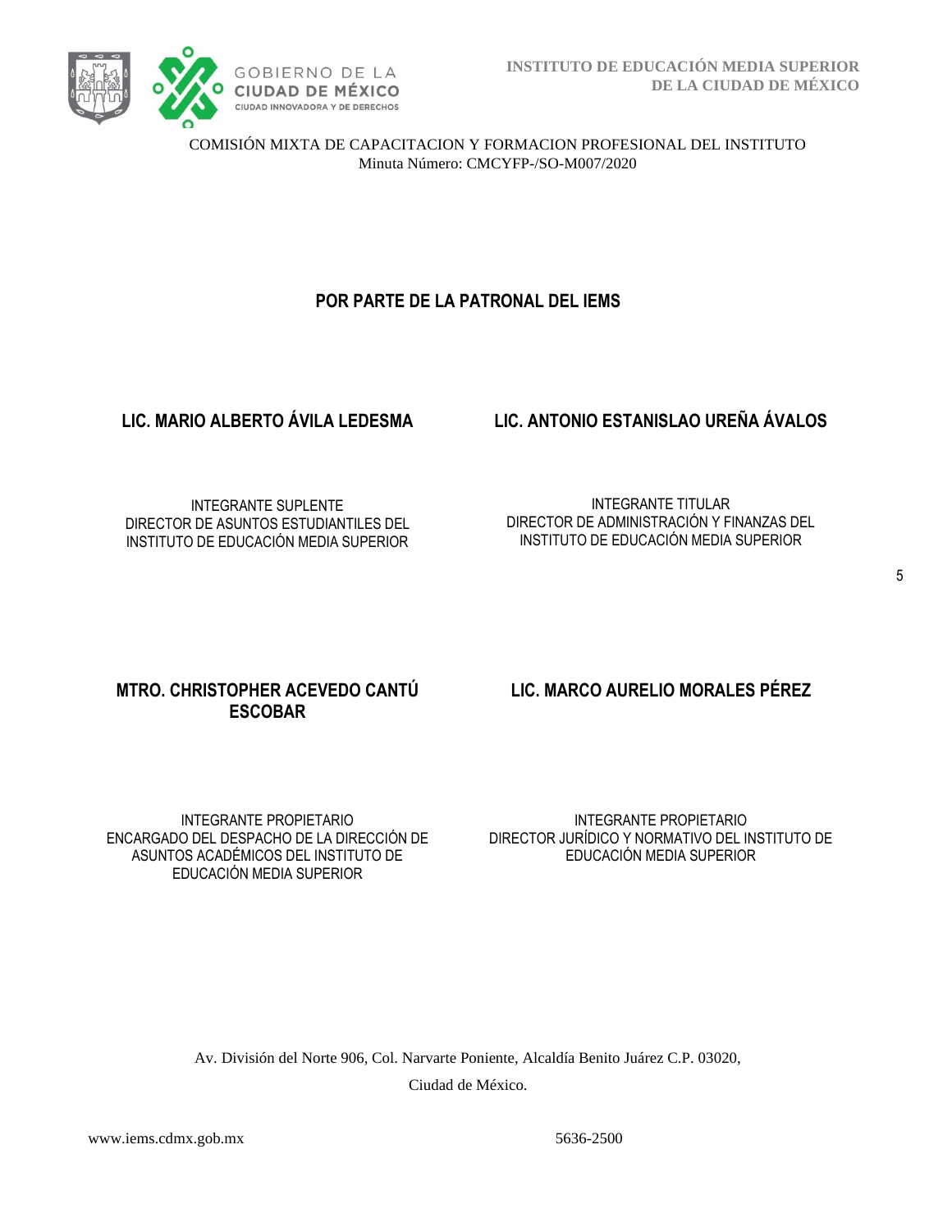## POR PARTE DE LA PATRONAL DEL IEMS

**LIC. MARIO ALBERTO ÁVILA LEDESMA**

INTEGRANTE SUPLENTE
DIRECTOR DE ASUNTOS ESTUDIANTILES DEL INSTITUTO DE EDUCACIÓN MEDIA SUPERIOR

**LIC. ANTONIO ESTANISLAO UREÑA ÁVALOS**

INTEGRANTE TITULAR
DIRECTOR DE ADMINISTRACIÓN Y FINANZAS DEL INSTITUTO DE EDUCACIÓN MEDIA SUPERIOR

**MTRO. CHRISTOPHER ACEVEDO CANTÚ ESCOBAR**

INTEGRANTE PROPIETARIO
ENCARGADO DEL DESPACHO DE LA DIRECCIÓN DE ASUNTOS ACADÉMICOS DEL INSTITUTO DE EDUCACIÓN MEDIA SUPERIOR

**LIC. MARCO AURELIO MORALES PÉREZ**

INTEGRANTE PROPIETARIO
DIRECTOR JURÍDICO Y NORMATIVO DEL INSTITUTO DE EDUCACIÓN MEDIA SUPERIOR